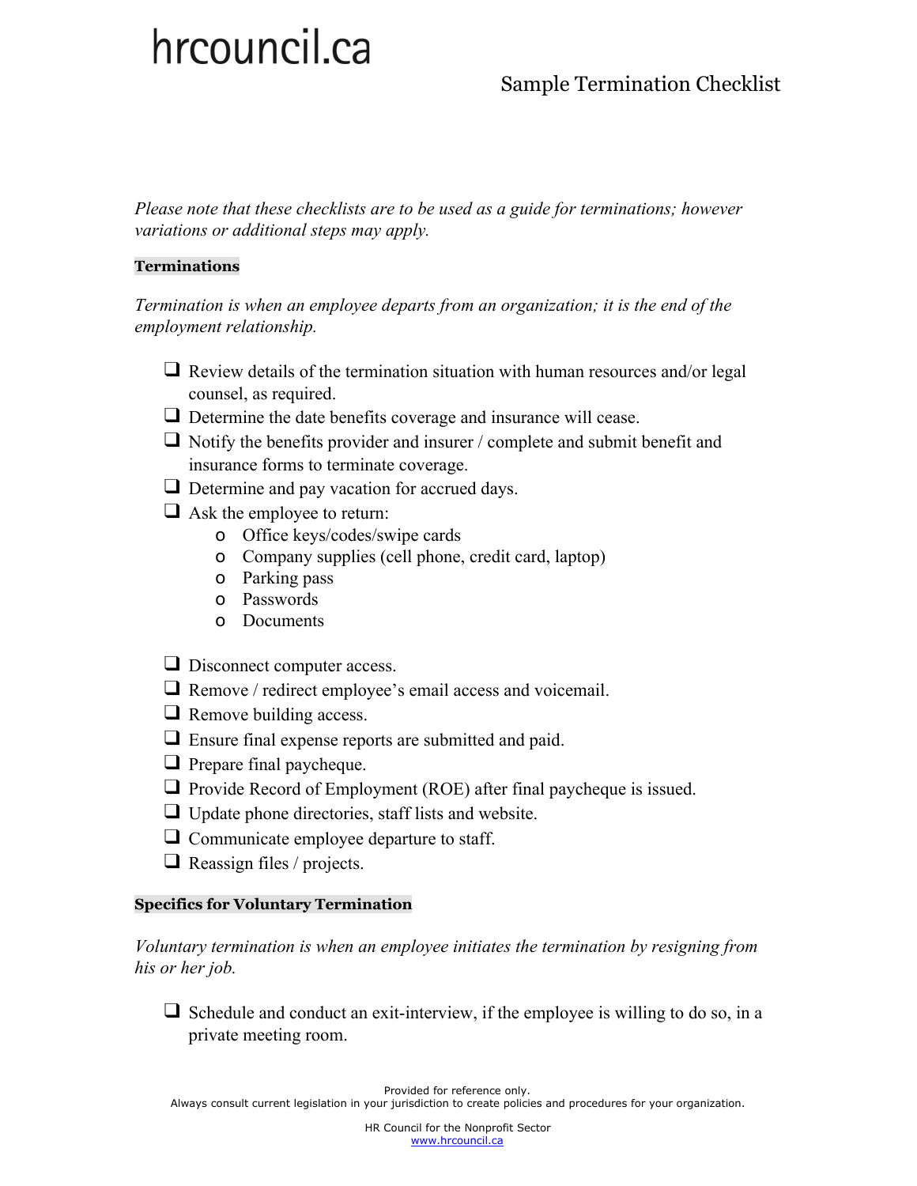# hrcouncil.ca

## Sample Termination Checklist

*Please note that these checklists are to be used as a guide for terminations; however variations or additional steps may apply.*

**Terminations**

*Termination is when an employee departs from an organization; it is the end of the employment relationship.*

- ❑ Review details of the termination situation with human resources and/or legal counsel, as required.
- ❑ Determine the date benefits coverage and insurance will cease.
- ❑ Notify the benefits provider and insurer / complete and submit benefit and insurance forms to terminate coverage.
- ❑ Determine and pay vacation for accrued days.
- ❑ Ask the employee to return:
  - Office keys/codes/swipe cards
  - Company supplies (cell phone, credit card, laptop)
  - Parking pass
  - Passwords
  - Documents
- ❑ Disconnect computer access.
- ❑ Remove / redirect employee's email access and voicemail.
- ❑ Remove building access.
- ❑ Ensure final expense reports are submitted and paid.
- ❑ Prepare final paycheque.
- ❑ Provide Record of Employment (ROE) after final paycheque is issued.
- ❑ Update phone directories, staff lists and website.
- ❑ Communicate employee departure to staff.
- ❑ Reassign files / projects.

**Specifics for Voluntary Termination**

*Voluntary termination is when an employee initiates the termination by resigning from his or her job.*

- ❑ Schedule and conduct an exit-interview, if the employee is willing to do so, in a private meeting room.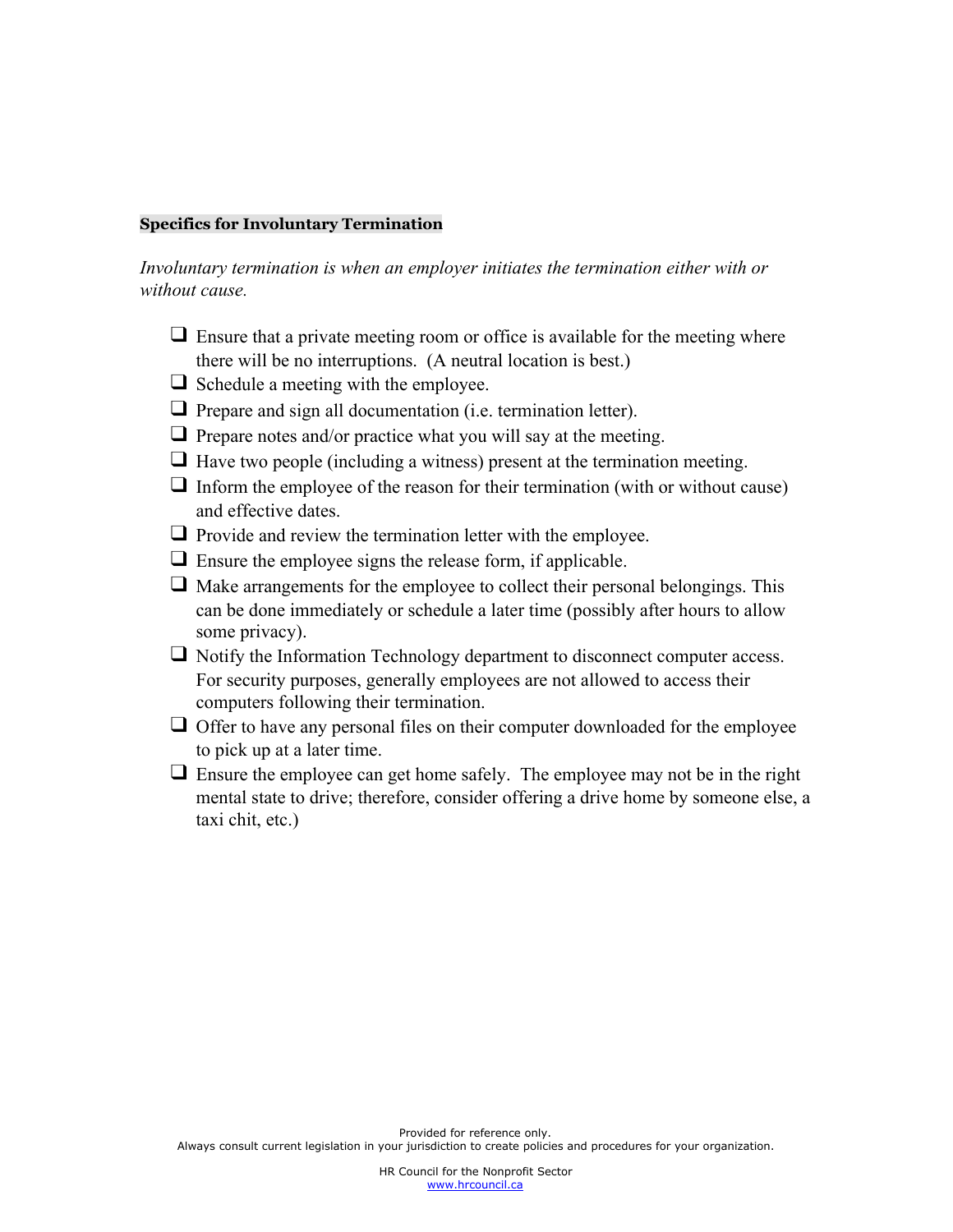**Specifics for Involuntary Termination**

*Involuntary termination is when an employer initiates the termination either with or without cause.*

- [ ] Ensure that a private meeting room or office is available for the meeting where there will be no interruptions. (A neutral location is best.)
- [ ] Schedule a meeting with the employee.
- [ ] Prepare and sign all documentation (i.e. termination letter).
- [ ] Prepare notes and/or practice what you will say at the meeting.
- [ ] Have two people (including a witness) present at the termination meeting.
- [ ] Inform the employee of the reason for their termination (with or without cause) and effective dates.
- [ ] Provide and review the termination letter with the employee.
- [ ] Ensure the employee signs the release form, if applicable.
- [ ] Make arrangements for the employee to collect their personal belongings. This can be done immediately or schedule a later time (possibly after hours to allow some privacy).
- [ ] Notify the Information Technology department to disconnect computer access. For security purposes, generally employees are not allowed to access their computers following their termination.
- [ ] Offer to have any personal files on their computer downloaded for the employee to pick up at a later time.
- [ ] Ensure the employee can get home safely. The employee may not be in the right mental state to drive; therefore, consider offering a drive home by someone else, a taxi chit, etc.)

Provided for reference only.
Always consult current legislation in your jurisdiction to create policies and procedures for your organization.

HR Council for the Nonprofit Sector
www.hrcouncil.ca